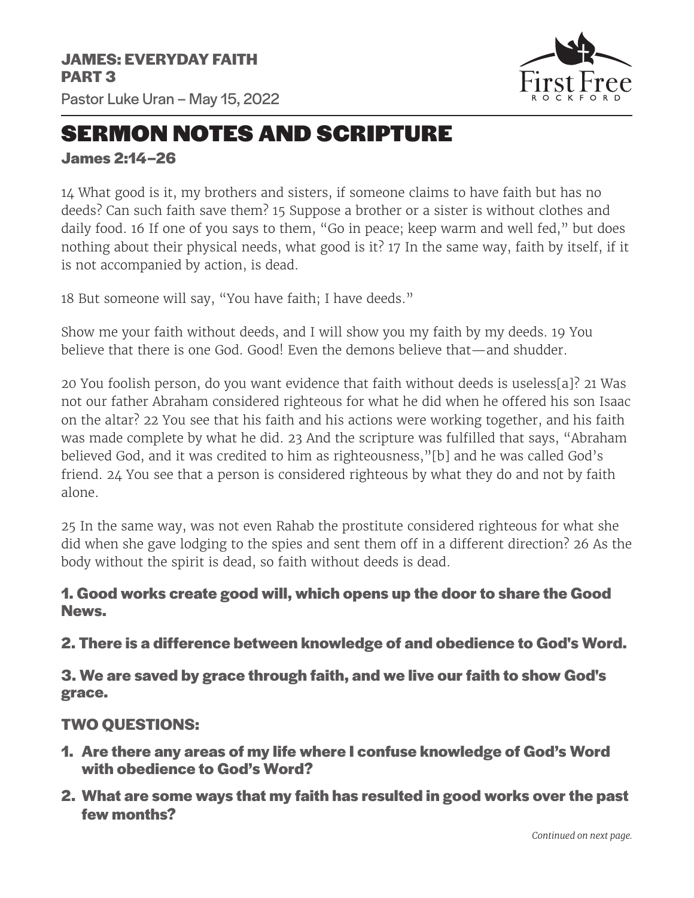**JAMES: EVERYDAY FAITH**
**PART 3**

Pastor Luke Uran – May 15, 2022

First Free ROCKFORD

# SERMON NOTES AND SCRIPTURE

## James 2:14–26

14 What good is it, my brothers and sisters, if someone claims to have faith but has no deeds? Can such faith save them? 15 Suppose a brother or a sister is without clothes and daily food. 16 If one of you says to them, "Go in peace; keep warm and well fed," but does nothing about their physical needs, what good is it? 17 In the same way, faith by itself, if it is not accompanied by action, is dead.

18 But someone will say, "You have faith; I have deeds."

Show me your faith without deeds, and I will show you my faith by my deeds. 19 You believe that there is one God. Good! Even the demons believe that—and shudder.

20 You foolish person, do you want evidence that faith without deeds is useless[a]? 21 Was not our father Abraham considered righteous for what he did when he offered his son Isaac on the altar? 22 You see that his faith and his actions were working together, and his faith was made complete by what he did. 23 And the scripture was fulfilled that says, "Abraham believed God, and it was credited to him as righteousness,"[b] and he was called God's friend. 24 You see that a person is considered righteous by what they do and not by faith alone.

25 In the same way, was not even Rahab the prostitute considered righteous for what she did when she gave lodging to the spies and sent them off in a different direction? 26 As the body without the spirit is dead, so faith without deeds is dead.

### 1. Good works create good will, which opens up the door to share the Good News.

### 2. There is a difference between knowledge of and obedience to God's Word.

### 3. We are saved by grace through faith, and we live our faith to show God's grace.

### TWO QUESTIONS:

1. **Are there any areas of my life where I confuse knowledge of God's Word with obedience to God's Word?**
2. **What are some ways that my faith has resulted in good works over the past few months?**

*Continued on next page.*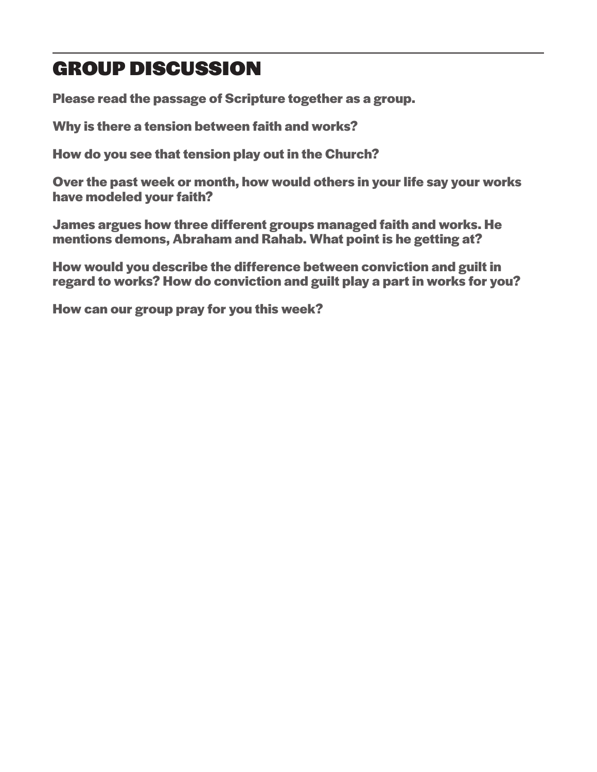## GROUP DISCUSSION

**Please read the passage of Scripture together as a group.**

**Why is there a tension between faith and works?**

**How do you see that tension play out in the Church?**

**Over the past week or month, how would others in your life say your works have modeled your faith?**

**James argues how three different groups managed faith and works. He mentions demons, Abraham and Rahab. What point is he getting at?**

**How would you describe the difference between conviction and guilt in regard to works? How do conviction and guilt play a part in works for you?**

**How can our group pray for you this week?**